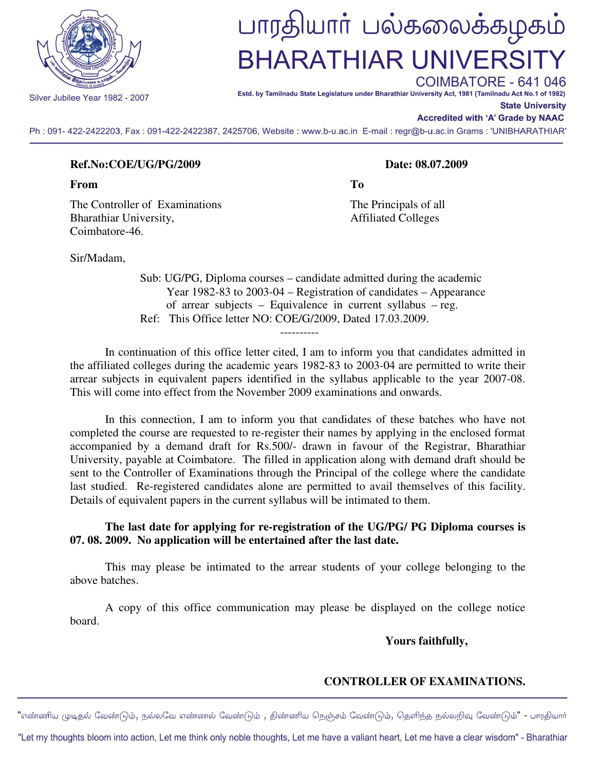# பாரதியார் பல்கலைக்கழகம்

# BHARATHIAR UNIVERSITY

COIMBATORE - 641 046

Silver Jubilee Year 1982 - 2007

Estd. by Tamilnadu State Legislature under Bharathiar University Act, 1981 (Tamilnadu Act No.1 of 1982)

**State University**

**Accredited with 'A' Grade by NAAC**

Ph : 091- 422-2422203, Fax : 091-422-2422387, 2425706, Website : www.b-u.ac.in E-mail : regr@b-u.ac.in Grams : 'UNIBHARATHIAR'

---

**Ref.No:COE/UG/PG/2009** **Date: 08.07.2009**

**From**

The Controller of Examinations
Bharathiar University,
Coimbatore-46.

**To**

The Principals of all
Affiliated Colleges

Sir/Madam,

Sub: UG/PG, Diploma courses – candidate admitted during the academic Year 1982-83 to 2003-04 – Registration of candidates – Appearance of arrear subjects – Equivalence in current syllabus – reg.

Ref: This Office letter NO: COE/G/2009, Dated 17.03.2009.

----------

In continuation of this office letter cited, I am to inform you that candidates admitted in the affiliated colleges during the academic years 1982-83 to 2003-04 are permitted to write their arrear subjects in equivalent papers identified in the syllabus applicable to the year 2007-08. This will come into effect from the November 2009 examinations and onwards.

In this connection, I am to inform you that candidates of these batches who have not completed the course are requested to re-register their names by applying in the enclosed format accompanied by a demand draft for Rs.500/- drawn in favour of the Registrar, Bharathiar University, payable at Coimbatore. The filled in application along with demand draft should be sent to the Controller of Examinations through the Principal of the college where the candidate last studied. Re-registered candidates alone are permitted to avail themselves of this facility. Details of equivalent papers in the current syllabus will be intimated to them.

**The last date for applying for re-registration of the UG/PG/ PG Diploma courses is 07. 08. 2009. No application will be entertained after the last date.**

This may please be intimated to the arrear students of your college belonging to the above batches.

A copy of this office communication may please be displayed on the college notice board.

**Yours faithfully,**

**CONTROLLER OF EXAMINATIONS.**

---

"எண்ணிய முடிதல் வேண்டும், நல்லவே எண்ணல் வேண்டும் , திண்ணிய நெஞ்சம் வேண்டும், தெளிந்த நல்லறிவு வேண்டும்" - பாரதியார்

"Let my thoughts bloom into action, Let me think only noble thoughts, Let me have a valiant heart, Let me have a clear wisdom" - Bharathiar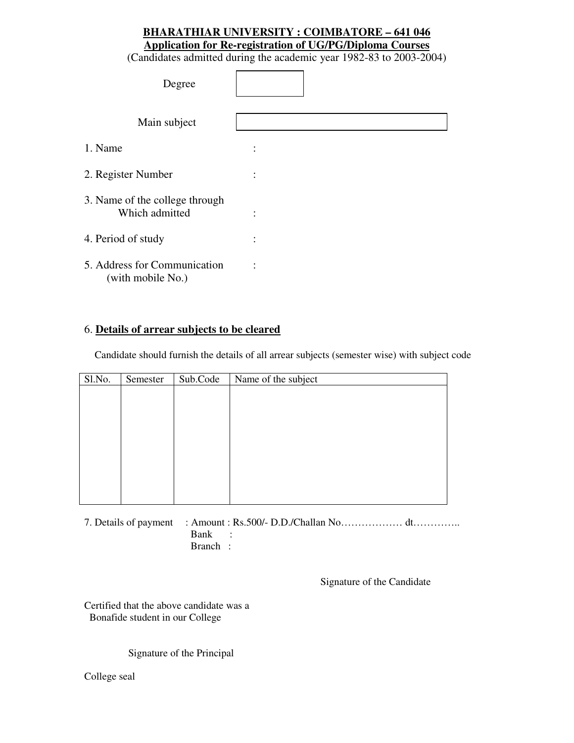**BHARATHIAR UNIVERSITY : COIMBATORE – 641 046**

**Application for Re-registration of UG/PG/Diploma Courses**

(Candidates admitted during the academic year 1982-83 to 2003-2004)

Degree

Main subject

1. Name :

2. Register Number :

3. Name of the college through Which admitted :

4. Period of study :

5. Address for Communication (with mobile No.) :

6. **Details of arrear subjects to be cleared**

Candidate should furnish the details of all arrear subjects (semester wise) with subject code

| Sl.No. | Semester | Sub.Code | Name of the subject |
|---|---|---|---|
| | | | |

7. Details of payment : Amount : Rs.500/- D.D./Challan No……………… dt…………..

Bank :

Branch :

Signature of the Candidate

Certified that the above candidate was a Bonafide student in our College

Signature of the Principal

College seal